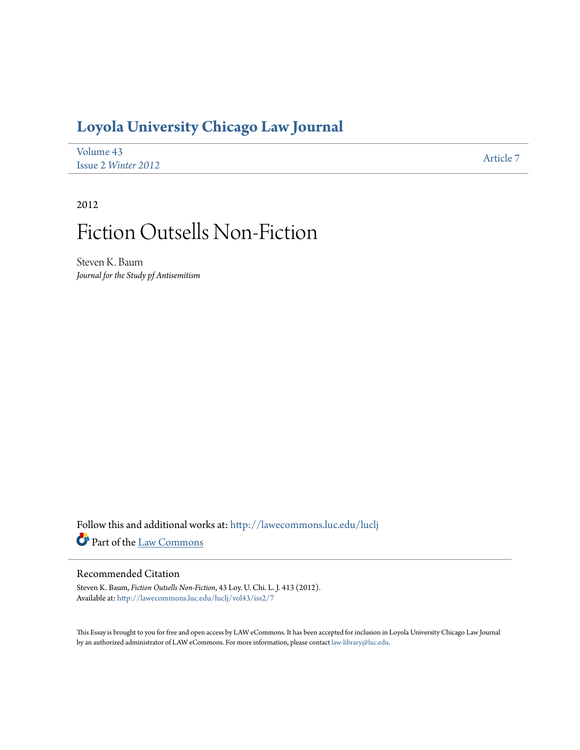# Loyola University Chicago Law Journal

Volume 43
Issue 2 *Winter 2012*

Article 7

2012

# Fiction Outsells Non-Fiction

Steven K. Baum
*Journal for the Study pf Antisemitism*

Follow this and additional works at: http://lawecommons.luc.edu/luclj

Part of the Law Commons

## Recommended Citation

Steven K. Baum, *Fiction Outsells Non-Fiction*, 43 Loy. U. Chi. L. J. 413 (2012).
Available at: http://lawecommons.luc.edu/luclj/vol43/iss2/7

This Essay is brought to you for free and open access by LAW eCommons. It has been accepted for inclusion in Loyola University Chicago Law Journal by an authorized administrator of LAW eCommons. For more information, please contact law-library@luc.edu.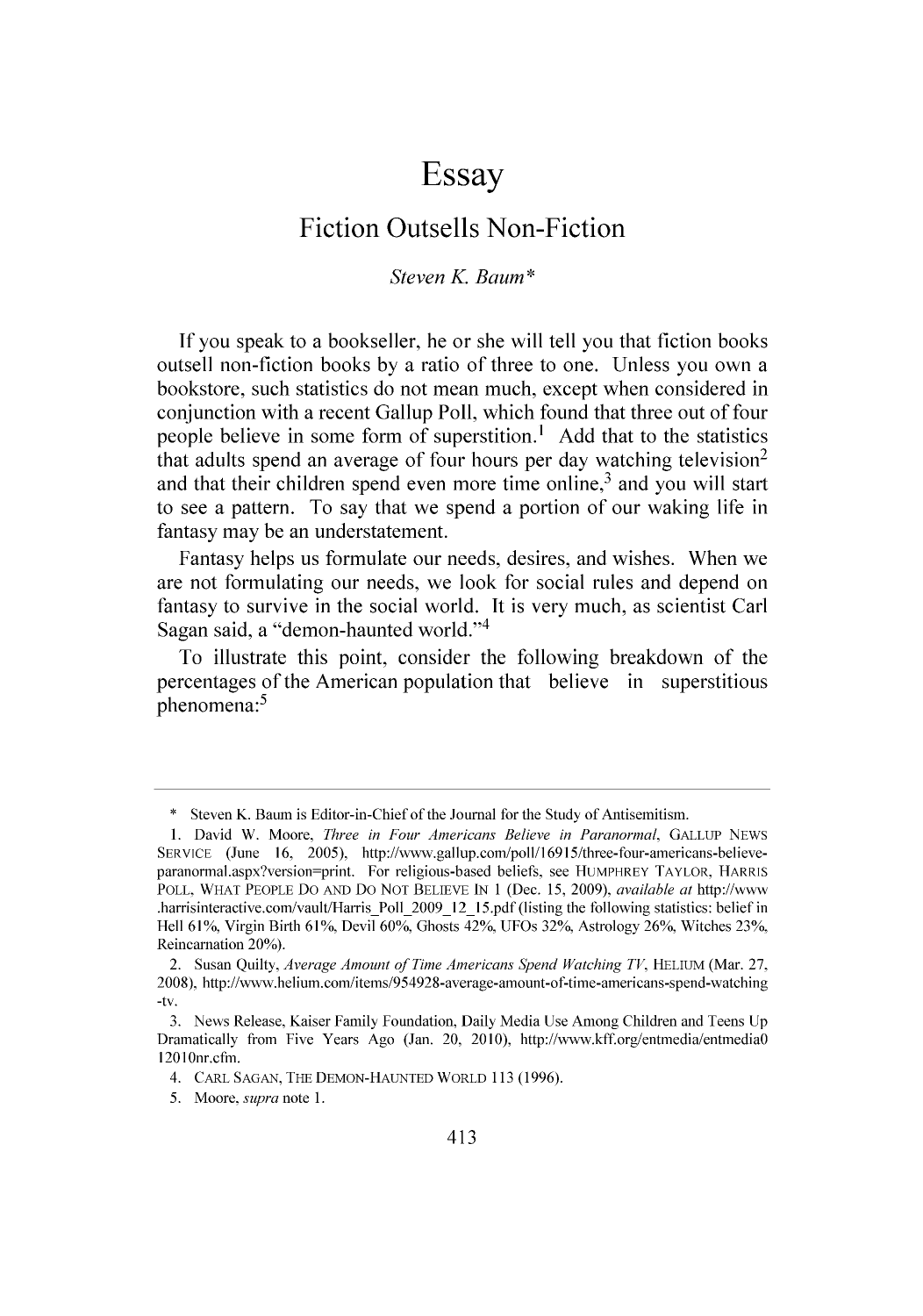# Essay

## Fiction Outsells Non-Fiction

*Steven K. Baum**

If you speak to a bookseller, he or she will tell you that fiction books outsell non-fiction books by a ratio of three to one. Unless you own a bookstore, such statistics do not mean much, except when considered in conjunction with a recent Gallup Poll, which found that three out of four people believe in some form of superstition.[1] Add that to the statistics that adults spend an average of four hours per day watching television[2] and that their children spend even more time online,[3] and you will start to see a pattern. To say that we spend a portion of our waking life in fantasy may be an understatement.

Fantasy helps us formulate our needs, desires, and wishes. When we are not formulating our needs, we look for social rules and depend on fantasy to survive in the social world. It is very much, as scientist Carl Sagan said, a "demon-haunted world."[4]

To illustrate this point, consider the following breakdown of the percentages of the American population that believe in superstitious phenomena:[5]

---

\* Steven K. Baum is Editor-in-Chief of the Journal for the Study of Antisemitism.

1. David W. Moore, *Three in Four Americans Believe in Paranormal*, GALLUP NEWS SERVICE (June 16, 2005), http://www.gallup.com/poll/16915/three-four-americans-believe-paranormal.aspx?version=print. For religious-based beliefs, see HUMPHREY TAYLOR, HARRIS POLL, WHAT PEOPLE DO AND DO NOT BELIEVE IN 1 (Dec. 15, 2009), *available at* http://www.harrisinteractive.com/vault/Harris_Poll_2009_12_15.pdf (listing the following statistics: belief in Hell 61%, Virgin Birth 61%, Devil 60%, Ghosts 42%, UFOs 32%, Astrology 26%, Witches 23%, Reincarnation 20%).

2. Susan Quilty, *Average Amount of Time Americans Spend Watching TV*, HELIUM (Mar. 27, 2008), http://www.helium.com/items/954928-average-amount-of-time-americans-spend-watching-tv.

3. News Release, Kaiser Family Foundation, Daily Media Use Among Children and Teens Up Dramatically from Five Years Ago (Jan. 20, 2010), http://www.kff.org/entmedia/entmedia012010nr.cfm.

4. CARL SAGAN, THE DEMON-HAUNTED WORLD 113 (1996).

5. Moore, *supra* note 1.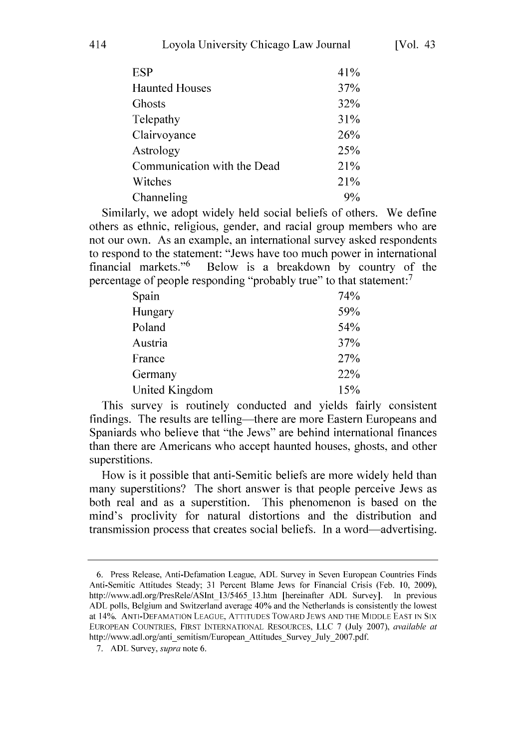| | |
|---|---|
| ESP | 41% |
| Haunted Houses | 37% |
| Ghosts | 32% |
| Telepathy | 31% |
| Clairvoyance | 26% |
| Astrology | 25% |
| Communication with the Dead | 21% |
| Witches | 21% |
| Channeling | 9% |

Similarly, we adopt widely held social beliefs of others. We define others as ethnic, religious, gender, and racial group members who are not our own. As an example, an international survey asked respondents to respond to the statement: "Jews have too much power in international financial markets."[6] Below is a breakdown by country of the percentage of people responding "probably true" to that statement:[7]

| | |
|---|---|
| Spain | 74% |
| Hungary | 59% |
| Poland | 54% |
| Austria | 37% |
| France | 27% |
| Germany | 22% |
| United Kingdom | 15% |

This survey is routinely conducted and yields fairly consistent findings. The results are telling—there are more Eastern Europeans and Spaniards who believe that "the Jews" are behind international finances than there are Americans who accept haunted houses, ghosts, and other superstitions.

How is it possible that anti-Semitic beliefs are more widely held than many superstitions? The short answer is that people perceive Jews as both real and as a superstition. This phenomenon is based on the mind's proclivity for natural distortions and the distribution and transmission process that creates social beliefs. In a word—advertising.

---

6. Press Release, Anti-Defamation League, ADL Survey in Seven European Countries Finds Anti-Semitic Attitudes Steady; 31 Percent Blame Jews for Financial Crisis (Feb. 10, 2009), http://www.adl.org/PresRele/ASInt_13/5465_13.htm [hereinafter ADL Survey]. In previous ADL polls, Belgium and Switzerland average 40% and the Netherlands is consistently the lowest at 14%. ANTI-DEFAMATION LEAGUE, ATTITUDES TOWARD JEWS AND THE MIDDLE EAST IN SIX EUROPEAN COUNTRIES, FIRST INTERNATIONAL RESOURCES, LLC 7 (July 2007), *available at* http://www.adl.org/anti_semitism/European_Attitudes_Survey_July_2007.pdf.

7. ADL Survey, *supra* note 6.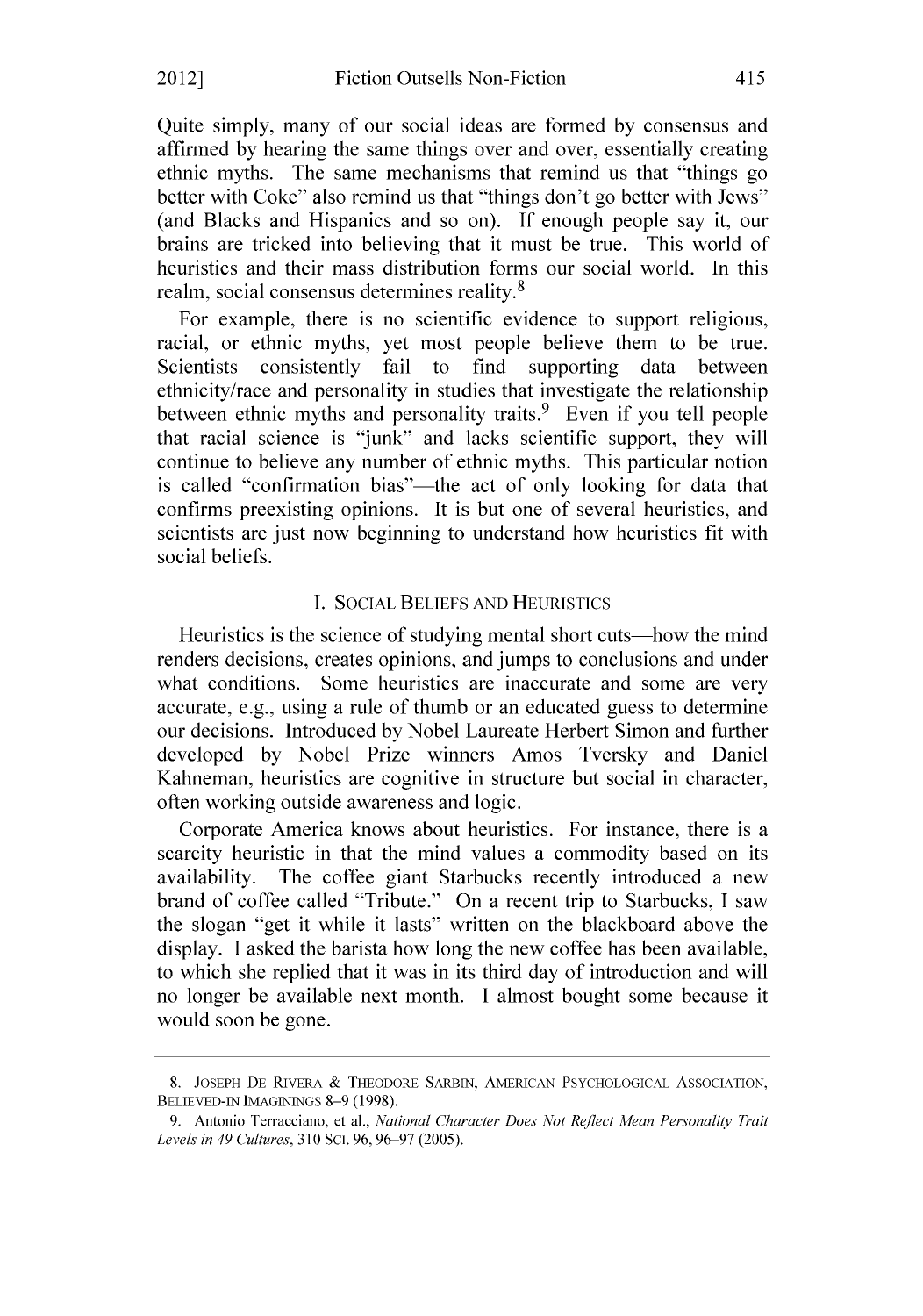Quite simply, many of our social ideas are formed by consensus and affirmed by hearing the same things over and over, essentially creating ethnic myths. The same mechanisms that remind us that "things go better with Coke" also remind us that "things don't go better with Jews" (and Blacks and Hispanics and so on). If enough people say it, our brains are tricked into believing that it must be true. This world of heuristics and their mass distribution forms our social world. In this realm, social consensus determines reality.[8]

For example, there is no scientific evidence to support religious, racial, or ethnic myths, yet most people believe them to be true. Scientists consistently fail to find supporting data between ethnicity/race and personality in studies that investigate the relationship between ethnic myths and personality traits.[9] Even if you tell people that racial science is "junk" and lacks scientific support, they will continue to believe any number of ethnic myths. This particular notion is called "confirmation bias"—the act of only looking for data that confirms preexisting opinions. It is but one of several heuristics, and scientists are just now beginning to understand how heuristics fit with social beliefs.

## I. Social Beliefs and Heuristics

Heuristics is the science of studying mental short cuts—how the mind renders decisions, creates opinions, and jumps to conclusions and under what conditions. Some heuristics are inaccurate and some are very accurate, e.g., using a rule of thumb or an educated guess to determine our decisions. Introduced by Nobel Laureate Herbert Simon and further developed by Nobel Prize winners Amos Tversky and Daniel Kahneman, heuristics are cognitive in structure but social in character, often working outside awareness and logic.

Corporate America knows about heuristics. For instance, there is a scarcity heuristic in that the mind values a commodity based on its availability. The coffee giant Starbucks recently introduced a new brand of coffee called "Tribute." On a recent trip to Starbucks, I saw the slogan "get it while it lasts" written on the blackboard above the display. I asked the barista how long the new coffee has been available, to which she replied that it was in its third day of introduction and will no longer be available next month. I almost bought some because it would soon be gone.

---

8. Joseph De Rivera & Theodore Sarbin, American Psychological Association, Believed-in Imaginings 8–9 (1998).

9. Antonio Terracciano, et al., *National Character Does Not Reflect Mean Personality Trait Levels in 49 Cultures*, 310 Sci. 96, 96–97 (2005).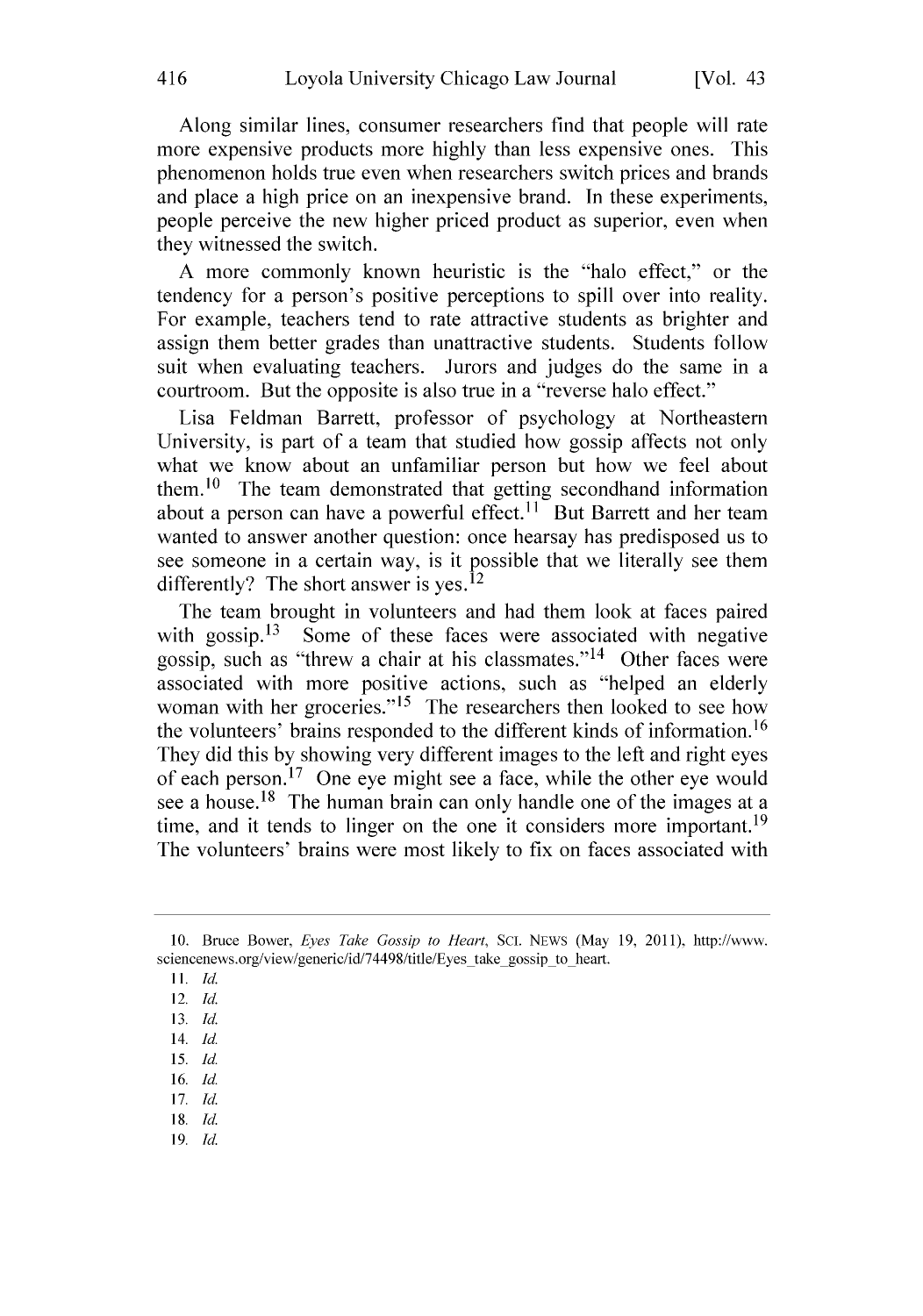Along similar lines, consumer researchers find that people will rate more expensive products more highly than less expensive ones. This phenomenon holds true even when researchers switch prices and brands and place a high price on an inexpensive brand. In these experiments, people perceive the new higher priced product as superior, even when they witnessed the switch.

A more commonly known heuristic is the "halo effect," or the tendency for a person's positive perceptions to spill over into reality. For example, teachers tend to rate attractive students as brighter and assign them better grades than unattractive students. Students follow suit when evaluating teachers. Jurors and judges do the same in a courtroom. But the opposite is also true in a "reverse halo effect."

Lisa Feldman Barrett, professor of psychology at Northeastern University, is part of a team that studied how gossip affects not only what we know about an unfamiliar person but how we feel about them.[10] The team demonstrated that getting secondhand information about a person can have a powerful effect.[11] But Barrett and her team wanted to answer another question: once hearsay has predisposed us to see someone in a certain way, is it possible that we literally see them differently? The short answer is yes.[12]

The team brought in volunteers and had them look at faces paired with gossip.[13] Some of these faces were associated with negative gossip, such as "threw a chair at his classmates."[14] Other faces were associated with more positive actions, such as "helped an elderly woman with her groceries."[15] The researchers then looked to see how the volunteers' brains responded to the different kinds of information.[16] They did this by showing very different images to the left and right eyes of each person.[17] One eye might see a face, while the other eye would see a house.[18] The human brain can only handle one of the images at a time, and it tends to linger on the one it considers more important.[19] The volunteers' brains were most likely to fix on faces associated with

---

10. Bruce Bower, *Eyes Take Gossip to Heart*, SCI. NEWS (May 19, 2011), http://www.sciencenews.org/view/generic/id/74498/title/Eyes_take_gossip_to_heart.

11. *Id.*

12. *Id.*

13. *Id.*

14. *Id.*

15. *Id.*

16. *Id.*

17. *Id.*

18. *Id.*

19. *Id.*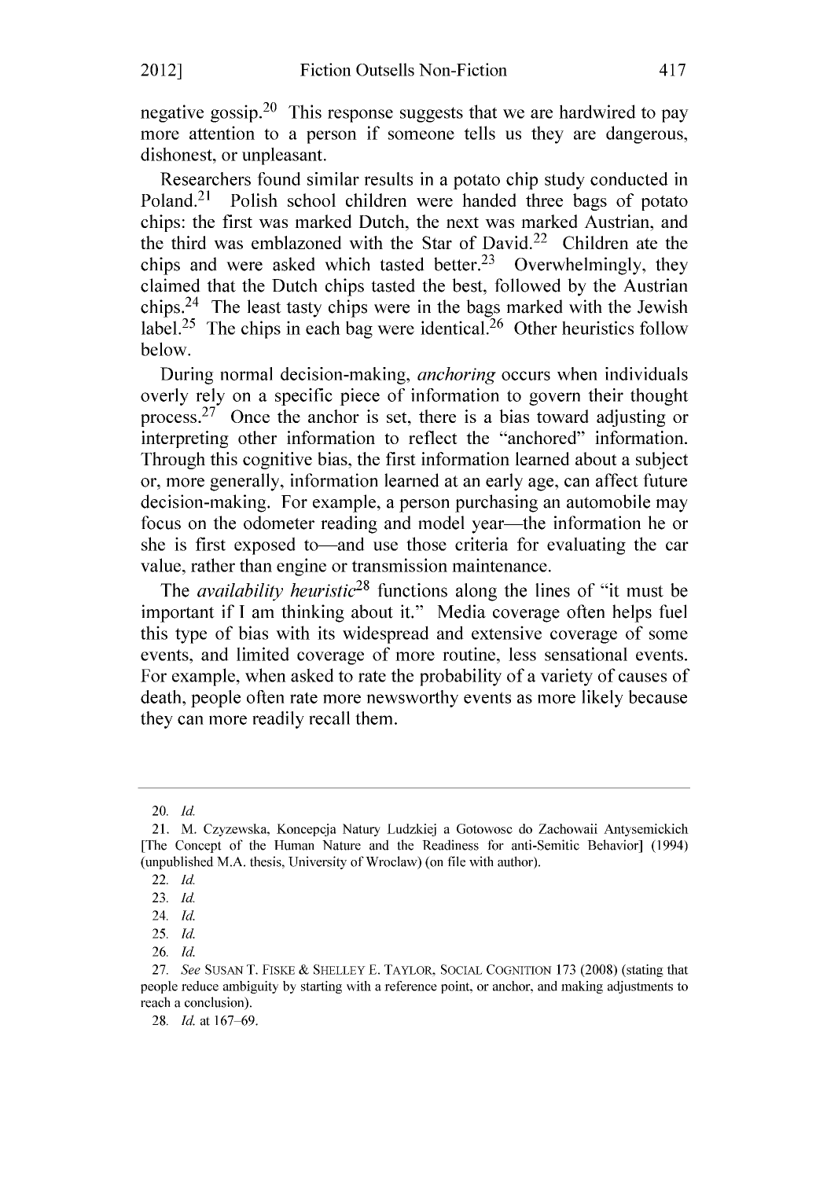negative gossip.[20] This response suggests that we are hardwired to pay more attention to a person if someone tells us they are dangerous, dishonest, or unpleasant.

Researchers found similar results in a potato chip study conducted in Poland.[21] Polish school children were handed three bags of potato chips: the first was marked Dutch, the next was marked Austrian, and the third was emblazoned with the Star of David.[22] Children ate the chips and were asked which tasted better.[23] Overwhelmingly, they claimed that the Dutch chips tasted the best, followed by the Austrian chips.[24] The least tasty chips were in the bags marked with the Jewish label.[25] The chips in each bag were identical.[26] Other heuristics follow below.

During normal decision-making, *anchoring* occurs when individuals overly rely on a specific piece of information to govern their thought process.[27] Once the anchor is set, there is a bias toward adjusting or interpreting other information to reflect the "anchored" information. Through this cognitive bias, the first information learned about a subject or, more generally, information learned at an early age, can affect future decision-making. For example, a person purchasing an automobile may focus on the odometer reading and model year—the information he or she is first exposed to—and use those criteria for evaluating the car value, rather than engine or transmission maintenance.

The *availability heuristic*[28] functions along the lines of "it must be important if I am thinking about it." Media coverage often helps fuel this type of bias with its widespread and extensive coverage of some events, and limited coverage of more routine, less sensational events. For example, when asked to rate the probability of a variety of causes of death, people often rate more newsworthy events as more likely because they can more readily recall them.

---

20. *Id.*

21. M. Czyzewska, Koncepcja Natury Ludzkiej a Gotowosc do Zachowaii Antysemickich [The Concept of the Human Nature and the Readiness for anti-Semitic Behavior] (1994) (unpublished M.A. thesis, University of Wroclaw) (on file with author).

22. *Id.*

23. *Id.*

24. *Id.*

25. *Id.*

26. *Id.*

27. *See* SUSAN T. FISKE & SHELLEY E. TAYLOR, SOCIAL COGNITION 173 (2008) (stating that people reduce ambiguity by starting with a reference point, or anchor, and making adjustments to reach a conclusion).

28. *Id.* at 167–69.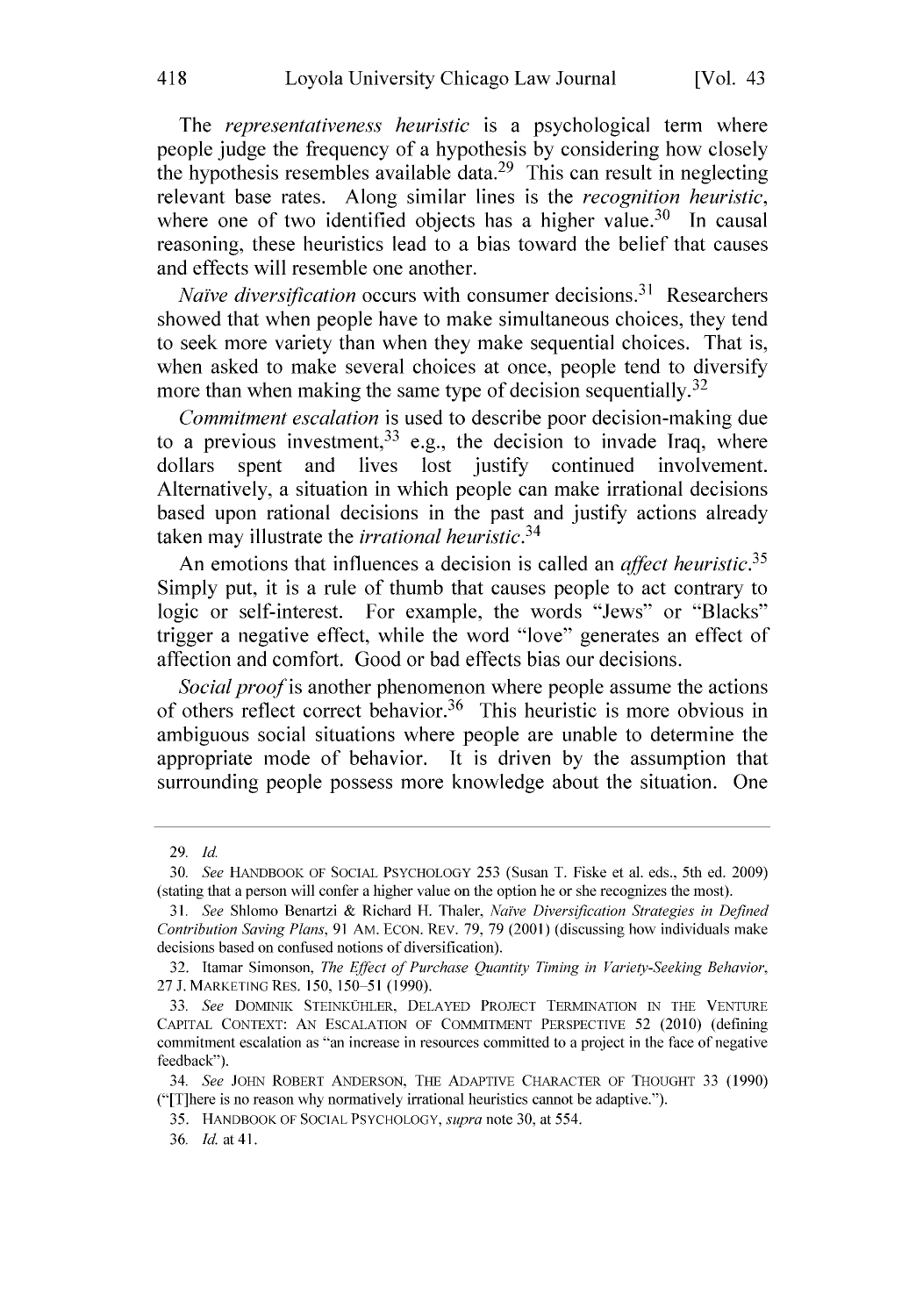The *representativeness heuristic* is a psychological term where people judge the frequency of a hypothesis by considering how closely the hypothesis resembles available data.[29] This can result in neglecting relevant base rates. Along similar lines is the *recognition heuristic*, where one of two identified objects has a higher value.[30] In causal reasoning, these heuristics lead to a bias toward the belief that causes and effects will resemble one another.

*Naïve diversification* occurs with consumer decisions.[31] Researchers showed that when people have to make simultaneous choices, they tend to seek more variety than when they make sequential choices. That is, when asked to make several choices at once, people tend to diversify more than when making the same type of decision sequentially.[32]

*Commitment escalation* is used to describe poor decision-making due to a previous investment,[33] e.g., the decision to invade Iraq, where dollars spent and lives lost justify continued involvement. Alternatively, a situation in which people can make irrational decisions based upon rational decisions in the past and justify actions already taken may illustrate the *irrational heuristic*.[34]

An emotions that influences a decision is called an *affect heuristic*.[35] Simply put, it is a rule of thumb that causes people to act contrary to logic or self-interest. For example, the words "Jews" or "Blacks" trigger a negative effect, while the word "love" generates an effect of affection and comfort. Good or bad effects bias our decisions.

*Social proof* is another phenomenon where people assume the actions of others reflect correct behavior.[36] This heuristic is more obvious in ambiguous social situations where people are unable to determine the appropriate mode of behavior. It is driven by the assumption that surrounding people possess more knowledge about the situation. One

---

29. *Id.*

30. *See* HANDBOOK OF SOCIAL PSYCHOLOGY 253 (Susan T. Fiske et al. eds., 5th ed. 2009) (stating that a person will confer a higher value on the option he or she recognizes the most).

31. *See* Shlomo Benartzi & Richard H. Thaler, *Naïve Diversification Strategies in Defined Contribution Saving Plans*, 91 AM. ECON. REV. 79, 79 (2001) (discussing how individuals make decisions based on confused notions of diversification).

32. Itamar Simonson, *The Effect of Purchase Quantity Timing in Variety-Seeking Behavior*, 27 J. MARKETING RES. 150, 150–51 (1990).

33. *See* DOMINIK STEINKÜHLER, DELAYED PROJECT TERMINATION IN THE VENTURE CAPITAL CONTEXT: AN ESCALATION OF COMMITMENT PERSPECTIVE 52 (2010) (defining commitment escalation as "an increase in resources committed to a project in the face of negative feedback").

34. *See* JOHN ROBERT ANDERSON, THE ADAPTIVE CHARACTER OF THOUGHT 33 (1990) ("[T]here is no reason why normatively irrational heuristics cannot be adaptive.").

35. HANDBOOK OF SOCIAL PSYCHOLOGY, *supra* note 30, at 554.

36. *Id.* at 41.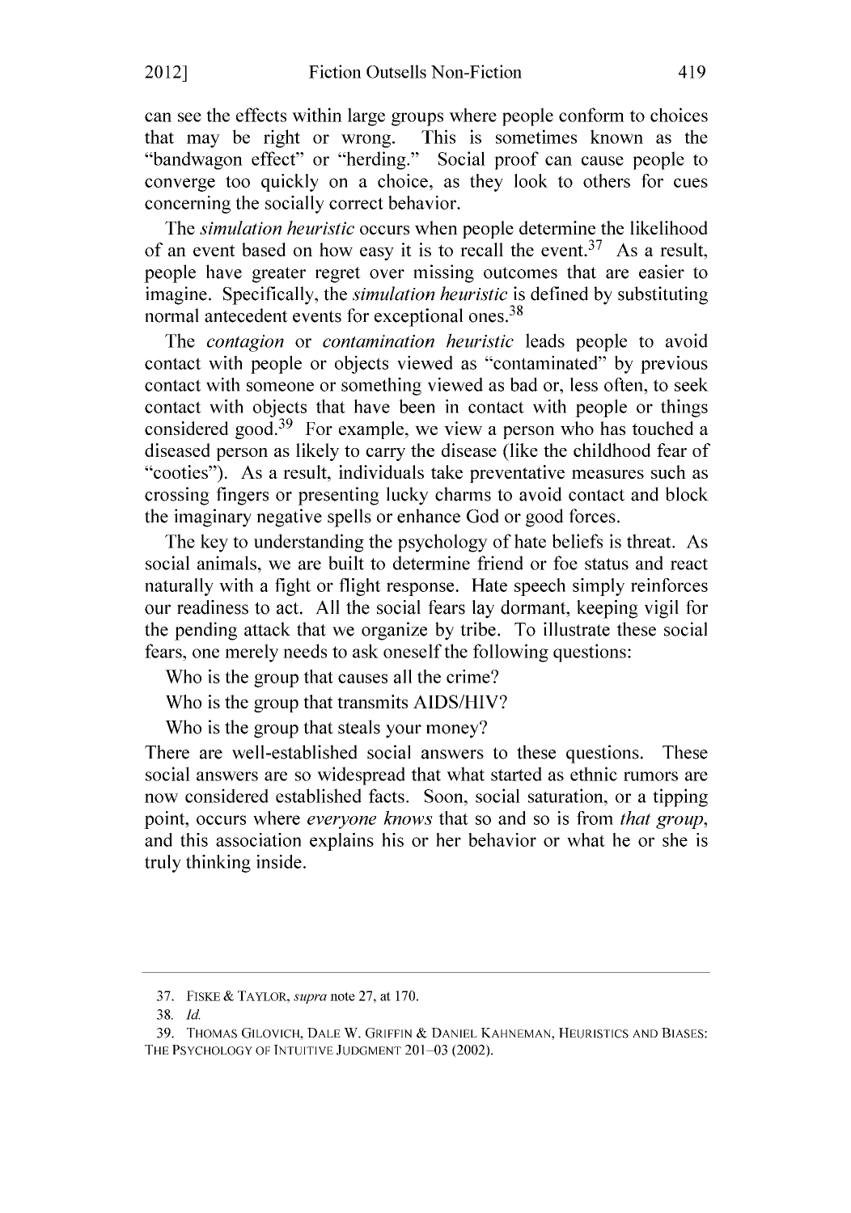can see the effects within large groups where people conform to choices that may be right or wrong. This is sometimes known as the "bandwagon effect" or "herding." Social proof can cause people to converge too quickly on a choice, as they look to others for cues concerning the socially correct behavior.

The *simulation heuristic* occurs when people determine the likelihood of an event based on how easy it is to recall the event.[37] As a result, people have greater regret over missing outcomes that are easier to imagine. Specifically, the *simulation heuristic* is defined by substituting normal antecedent events for exceptional ones.[38]

The *contagion* or *contamination heuristic* leads people to avoid contact with people or objects viewed as "contaminated" by previous contact with someone or something viewed as bad or, less often, to seek contact with objects that have been in contact with people or things considered good.[39] For example, we view a person who has touched a diseased person as likely to carry the disease (like the childhood fear of "cooties"). As a result, individuals take preventative measures such as crossing fingers or presenting lucky charms to avoid contact and block the imaginary negative spells or enhance God or good forces.

The key to understanding the psychology of hate beliefs is threat. As social animals, we are built to determine friend or foe status and react naturally with a fight or flight response. Hate speech simply reinforces our readiness to act. All the social fears lay dormant, keeping vigil for the pending attack that we organize by tribe. To illustrate these social fears, one merely needs to ask oneself the following questions:

Who is the group that causes all the crime?

Who is the group that transmits AIDS/HIV?

Who is the group that steals your money?

There are well-established social answers to these questions. These social answers are so widespread that what started as ethnic rumors are now considered established facts. Soon, social saturation, or a tipping point, occurs where *everyone knows* that so and so is from *that group*, and this association explains his or her behavior or what he or she is truly thinking inside.

---

37. FISKE & TAYLOR, *supra* note 27, at 170.

38. *Id.*

39. THOMAS GILOVICH, DALE W. GRIFFIN & DANIEL KAHNEMAN, HEURISTICS AND BIASES: THE PSYCHOLOGY OF INTUITIVE JUDGMENT 201–03 (2002).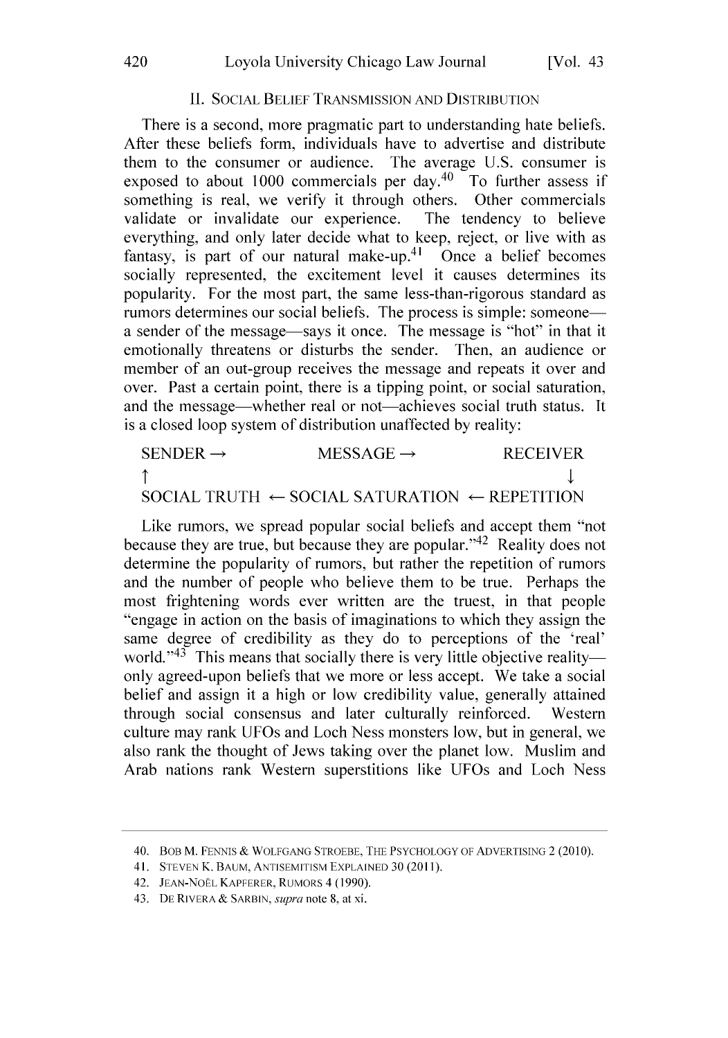## II. SOCIAL BELIEF TRANSMISSION AND DISTRIBUTION

There is a second, more pragmatic part to understanding hate beliefs. After these beliefs form, individuals have to advertise and distribute them to the consumer or audience. The average U.S. consumer is exposed to about 1000 commercials per day.[40] To further assess if something is real, we verify it through others. Other commercials validate or invalidate our experience. The tendency to believe everything, and only later decide what to keep, reject, or live with as fantasy, is part of our natural make-up.[41] Once a belief becomes socially represented, the excitement level it causes determines its popularity. For the most part, the same less-than-rigorous standard as rumors determines our social beliefs. The process is simple: someone—a sender of the message—says it once. The message is "hot" in that it emotionally threatens or disturbs the sender. Then, an audience or member of an out-group receives the message and repeats it over and over. Past a certain point, there is a tipping point, or social saturation, and the message—whether real or not—achieves social truth status. It is a closed loop system of distribution unaffected by reality:

```
SENDER →                MESSAGE →                RECEIVER
↑                                                       ↓
SOCIAL TRUTH ← SOCIAL SATURATION ← REPETITION
```

Like rumors, we spread popular social beliefs and accept them "not because they are true, but because they are popular."[42] Reality does not determine the popularity of rumors, but rather the repetition of rumors and the number of people who believe them to be true. Perhaps the most frightening words ever written are the truest, in that people "engage in action on the basis of imaginations to which they assign the same degree of credibility as they do to perceptions of the 'real' world."[43] This means that socially there is very little objective reality—only agreed-upon beliefs that we more or less accept. We take a social belief and assign it a high or low credibility value, generally attained through social consensus and later culturally reinforced. Western culture may rank UFOs and Loch Ness monsters low, but in general, we also rank the thought of Jews taking over the planet low. Muslim and Arab nations rank Western superstitions like UFOs and Loch Ness

---

40. BOB M. FENNIS & WOLFGANG STROEBE, THE PSYCHOLOGY OF ADVERTISING 2 (2010).

41. STEVEN K. BAUM, ANTISEMITISM EXPLAINED 30 (2011).

42. JEAN-NOËL KAPFERER, RUMORS 4 (1990).

43. DE RIVERA & SARBIN, *supra* note 8, at xi.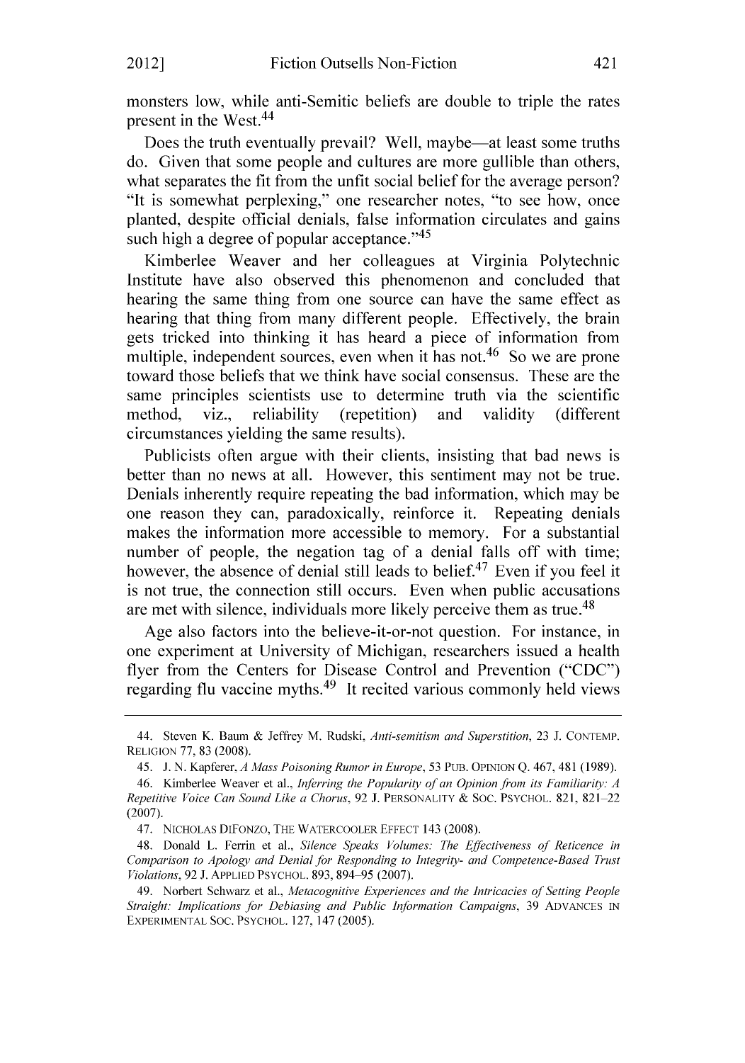monsters low, while anti-Semitic beliefs are double to triple the rates present in the West.[44]

Does the truth eventually prevail? Well, maybe—at least some truths do. Given that some people and cultures are more gullible than others, what separates the fit from the unfit social belief for the average person? "It is somewhat perplexing," one researcher notes, "to see how, once planted, despite official denials, false information circulates and gains such high a degree of popular acceptance."[45]

Kimberlee Weaver and her colleagues at Virginia Polytechnic Institute have also observed this phenomenon and concluded that hearing the same thing from one source can have the same effect as hearing that thing from many different people. Effectively, the brain gets tricked into thinking it has heard a piece of information from multiple, independent sources, even when it has not.[46] So we are prone toward those beliefs that we think have social consensus. These are the same principles scientists use to determine truth via the scientific method, viz., reliability (repetition) and validity (different circumstances yielding the same results).

Publicists often argue with their clients, insisting that bad news is better than no news at all. However, this sentiment may not be true. Denials inherently require repeating the bad information, which may be one reason they can, paradoxically, reinforce it. Repeating denials makes the information more accessible to memory. For a substantial number of people, the negation tag of a denial falls off with time; however, the absence of denial still leads to belief.[47] Even if you feel it is not true, the connection still occurs. Even when public accusations are met with silence, individuals more likely perceive them as true.[48]

Age also factors into the believe-it-or-not question. For instance, in one experiment at University of Michigan, researchers issued a health flyer from the Centers for Disease Control and Prevention ("CDC") regarding flu vaccine myths.[49] It recited various commonly held views

---

44. Steven K. Baum & Jeffrey M. Rudski, *Anti-semitism and Superstition*, 23 J. CONTEMP. RELIGION 77, 83 (2008).

45. J. N. Kapferer, *A Mass Poisoning Rumor in Europe*, 53 PUB. OPINION Q. 467, 481 (1989).

46. Kimberlee Weaver et al., *Inferring the Popularity of an Opinion from its Familiarity: A Repetitive Voice Can Sound Like a Chorus*, 92 J. PERSONALITY & SOC. PSYCHOL. 821, 821–22 (2007).

47. NICHOLAS DIFONZO, THE WATERCOOLER EFFECT 143 (2008).

48. Donald L. Ferrin et al., *Silence Speaks Volumes: The Effectiveness of Reticence in Comparison to Apology and Denial for Responding to Integrity- and Competence-Based Trust Violations*, 92 J. APPLIED PSYCHOL. 893, 894–95 (2007).

49. Norbert Schwarz et al., *Metacognitive Experiences and the Intricacies of Setting People Straight: Implications for Debiasing and Public Information Campaigns*, 39 ADVANCES IN EXPERIMENTAL SOC. PSYCHOL. 127, 147 (2005).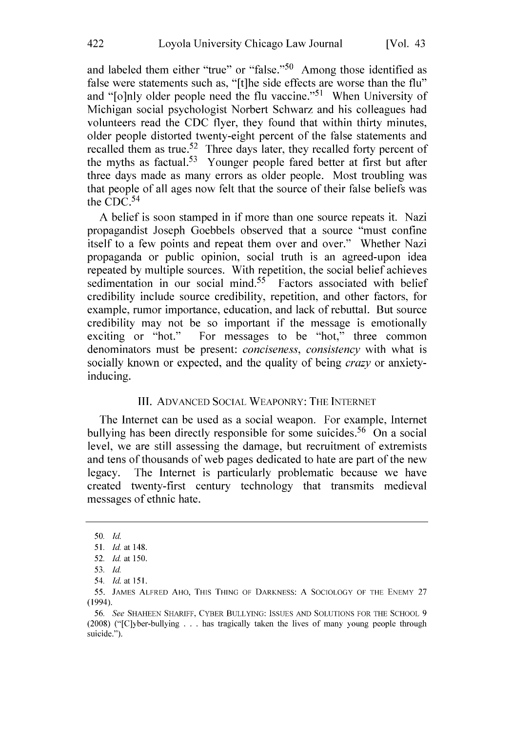and labeled them either "true" or "false."[50] Among those identified as false were statements such as, "[t]he side effects are worse than the flu" and "[o]nly older people need the flu vaccine."[51] When University of Michigan social psychologist Norbert Schwarz and his colleagues had volunteers read the CDC flyer, they found that within thirty minutes, older people distorted twenty-eight percent of the false statements and recalled them as true.[52] Three days later, they recalled forty percent of the myths as factual.[53] Younger people fared better at first but after three days made as many errors as older people. Most troubling was that people of all ages now felt that the source of their false beliefs was the CDC.[54]

A belief is soon stamped in if more than one source repeats it. Nazi propagandist Joseph Goebbels observed that a source "must confine itself to a few points and repeat them over and over." Whether Nazi propaganda or public opinion, social truth is an agreed-upon idea repeated by multiple sources. With repetition, the social belief achieves sedimentation in our social mind.[55] Factors associated with belief credibility include source credibility, repetition, and other factors, for example, rumor importance, education, and lack of rebuttal. But source credibility may not be so important if the message is emotionally exciting or "hot." For messages to be "hot," three common denominators must be present: *conciseness*, *consistency* with what is socially known or expected, and the quality of being *crazy* or anxiety-inducing.

## III. ADVANCED SOCIAL WEAPONRY: THE INTERNET

The Internet can be used as a social weapon. For example, Internet bullying has been directly responsible for some suicides.[56] On a social level, we are still assessing the damage, but recruitment of extremists and tens of thousands of web pages dedicated to hate are part of the new legacy. The Internet is particularly problematic because we have created twenty-first century technology that transmits medieval messages of ethnic hate.

---

50. *Id.*

51. *Id.* at 148.

52. *Id.* at 150.

53. *Id.*

54. *Id.* at 151.

55. JAMES ALFRED AHO, THIS THING OF DARKNESS: A SOCIOLOGY OF THE ENEMY 27 (1994).

56. *See* SHAHEEN SHARIFF, CYBER BULLYING: ISSUES AND SOLUTIONS FOR THE SCHOOL 9 (2008) ("[C]yber-bullying . . . has tragically taken the lives of many young people through suicide.").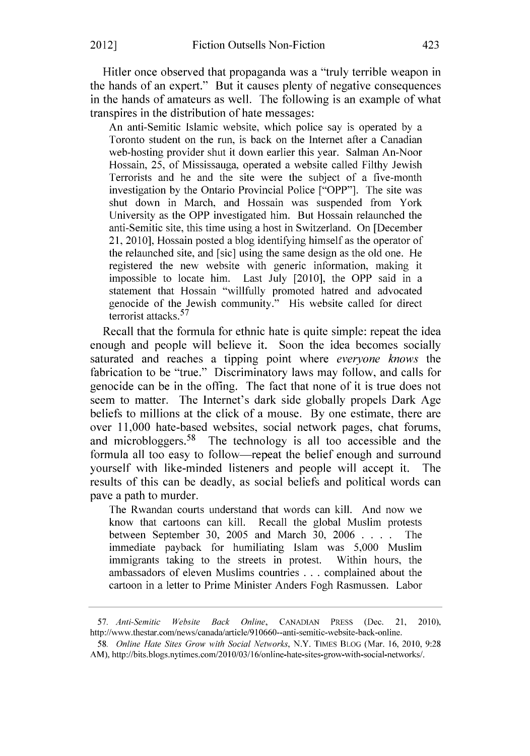Hitler once observed that propaganda was a "truly terrible weapon in the hands of an expert." But it causes plenty of negative consequences in the hands of amateurs as well. The following is an example of what transpires in the distribution of hate messages:

> An anti-Semitic Islamic website, which police say is operated by a Toronto student on the run, is back on the Internet after a Canadian web-hosting provider shut it down earlier this year. Salman An-Noor Hossain, 25, of Mississauga, operated a website called Filthy Jewish Terrorists and he and the site were the subject of a five-month investigation by the Ontario Provincial Police ["OPP"]. The site was shut down in March, and Hossain was suspended from York University as the OPP investigated him. But Hossain relaunched the anti-Semitic site, this time using a host in Switzerland. On [December 21, 2010], Hossain posted a blog identifying himself as the operator of the relaunched site, and [sic] using the same design as the old one. He registered the new website with generic information, making it impossible to locate him. Last July [2010], the OPP said in a statement that Hossain "willfully promoted hatred and advocated genocide of the Jewish community." His website called for direct terrorist attacks.[57]

Recall that the formula for ethnic hate is quite simple: repeat the idea enough and people will believe it. Soon the idea becomes socially saturated and reaches a tipping point where *everyone knows* the fabrication to be "true." Discriminatory laws may follow, and calls for genocide can be in the offing. The fact that none of it is true does not seem to matter. The Internet's dark side globally propels Dark Age beliefs to millions at the click of a mouse. By one estimate, there are over 11,000 hate-based websites, social network pages, chat forums, and microbloggers.[58] The technology is all too accessible and the formula all too easy to follow—repeat the belief enough and surround yourself with like-minded listeners and people will accept it. The results of this can be deadly, as social beliefs and political words can pave a path to murder.

> The Rwandan courts understand that words can kill. And now we know that cartoons can kill. Recall the global Muslim protests between September 30, 2005 and March 30, 2006 . . . . The immediate payback for humiliating Islam was 5,000 Muslim immigrants taking to the streets in protest. Within hours, the ambassadors of eleven Muslims countries . . . complained about the cartoon in a letter to Prime Minister Anders Fogh Rasmussen. Labor

---

57. *Anti-Semitic Website Back Online*, CANADIAN PRESS (Dec. 21, 2010), http://www.thestar.com/news/canada/article/910660--anti-semitic-website-back-online.

58. *Online Hate Sites Grow with Social Networks*, N.Y. TIMES BLOG (Mar. 16, 2010, 9:28 AM), http://bits.blogs.nytimes.com/2010/03/16/online-hate-sites-grow-with-social-networks/.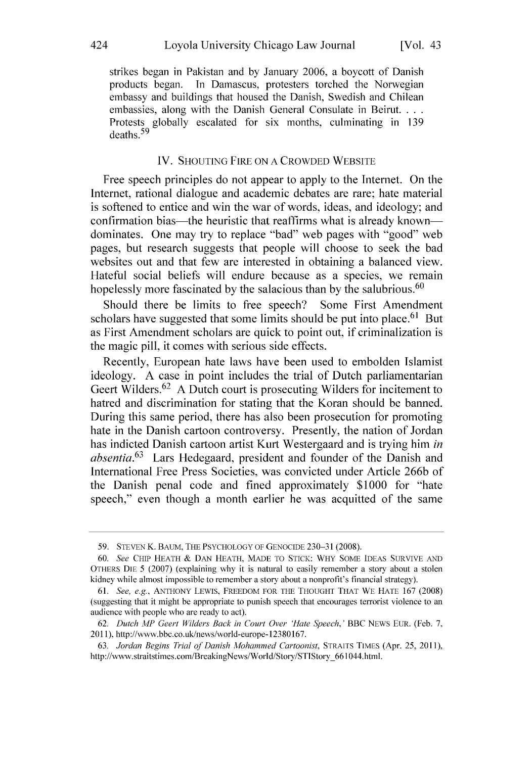strikes began in Pakistan and by January 2006, a boycott of Danish products began. In Damascus, protesters torched the Norwegian embassy and buildings that housed the Danish, Swedish and Chilean embassies, along with the Danish General Consulate in Beirut. . . . Protests globally escalated for six months, culminating in 139 deaths.[59]

## IV. SHOUTING FIRE ON A CROWDED WEBSITE

Free speech principles do not appear to apply to the Internet. On the Internet, rational dialogue and academic debates are rare; hate material is softened to entice and win the war of words, ideas, and ideology; and confirmation bias—the heuristic that reaffirms what is already known—dominates. One may try to replace "bad" web pages with "good" web pages, but research suggests that people will choose to seek the bad websites out and that few are interested in obtaining a balanced view. Hateful social beliefs will endure because as a species, we remain hopelessly more fascinated by the salacious than by the salubrious.[60]

Should there be limits to free speech? Some First Amendment scholars have suggested that some limits should be put into place.[61] But as First Amendment scholars are quick to point out, if criminalization is the magic pill, it comes with serious side effects.

Recently, European hate laws have been used to embolden Islamist ideology. A case in point includes the trial of Dutch parliamentarian Geert Wilders.[62] A Dutch court is prosecuting Wilders for incitement to hatred and discrimination for stating that the Koran should be banned. During this same period, there has also been prosecution for promoting hate in the Danish cartoon controversy. Presently, the nation of Jordan has indicted Danish cartoon artist Kurt Westergaard and is trying him *in absentia*.[63] Lars Hedegaard, president and founder of the Danish and International Free Press Societies, was convicted under Article 266b of the Danish penal code and fined approximately $1000 for "hate speech," even though a month earlier he was acquitted of the same

---

59. STEVEN K. BAUM, THE PSYCHOLOGY OF GENOCIDE 230–31 (2008).

60. *See* CHIP HEATH & DAN HEATH, MADE TO STICK: WHY SOME IDEAS SURVIVE AND OTHERS DIE 5 (2007) (explaining why it is natural to easily remember a story about a stolen kidney while almost impossible to remember a story about a nonprofit's financial strategy).

61. *See, e.g.*, ANTHONY LEWIS, FREEDOM FOR THE THOUGHT THAT WE HATE 167 (2008) (suggesting that it might be appropriate to punish speech that encourages terrorist violence to an audience with people who are ready to act).

62. *Dutch MP Geert Wilders Back in Court Over 'Hate Speech,'* BBC NEWS EUR. (Feb. 7, 2011), http://www.bbc.co.uk/news/world-europe-12380167.

63. *Jordan Begins Trial of Danish Mohammed Cartoonist*, STRAITS TIMES (Apr. 25, 2011), http://www.straitstimes.com/BreakingNews/World/Story/STIStory_661044.html.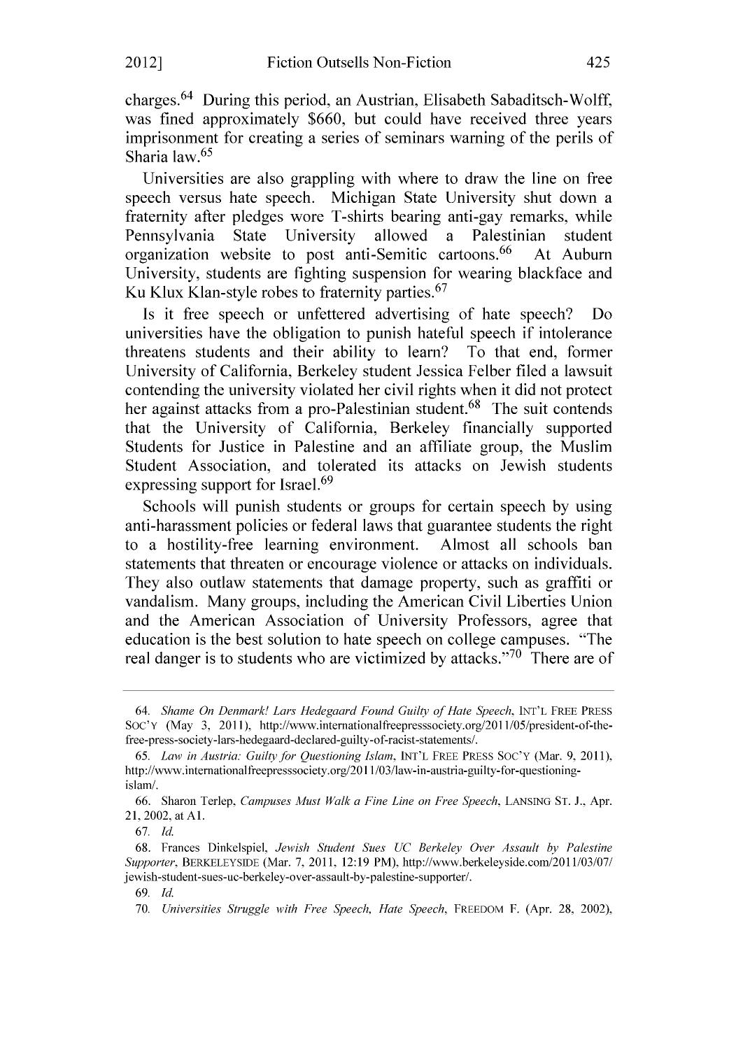charges.[64] During this period, an Austrian, Elisabeth Sabaditsch-Wolff, was fined approximately $660, but could have received three years imprisonment for creating a series of seminars warning of the perils of Sharia law.[65]

Universities are also grappling with where to draw the line on free speech versus hate speech. Michigan State University shut down a fraternity after pledges wore T-shirts bearing anti-gay remarks, while Pennsylvania State University allowed a Palestinian student organization website to post anti-Semitic cartoons.[66] At Auburn University, students are fighting suspension for wearing blackface and Ku Klux Klan-style robes to fraternity parties.[67]

Is it free speech or unfettered advertising of hate speech? Do universities have the obligation to punish hateful speech if intolerance threatens students and their ability to learn? To that end, former University of California, Berkeley student Jessica Felber filed a lawsuit contending the university violated her civil rights when it did not protect her against attacks from a pro-Palestinian student.[68] The suit contends that the University of California, Berkeley financially supported Students for Justice in Palestine and an affiliate group, the Muslim Student Association, and tolerated its attacks on Jewish students expressing support for Israel.[69]

Schools will punish students or groups for certain speech by using anti-harassment policies or federal laws that guarantee students the right to a hostility-free learning environment. Almost all schools ban statements that threaten or encourage violence or attacks on individuals. They also outlaw statements that damage property, such as graffiti or vandalism. Many groups, including the American Civil Liberties Union and the American Association of University Professors, agree that education is the best solution to hate speech on college campuses. "The real danger is to students who are victimized by attacks."[70] There are of

---

64. *Shame On Denmark! Lars Hedegaard Found Guilty of Hate Speech*, INT'L FREE PRESS SOC'Y (May 3, 2011), http://www.internationalfreepresssociety.org/2011/05/president-of-the-free-press-society-lars-hedegaard-declared-guilty-of-racist-statements/.

65. *Law in Austria: Guilty for Questioning Islam*, INT'L FREE PRESS SOC'Y (Mar. 9, 2011), http://www.internationalfreepresssociety.org/2011/03/law-in-austria-guilty-for-questioning-islam/.

66. Sharon Terlep, *Campuses Must Walk a Fine Line on Free Speech*, LANSING ST. J., Apr. 21, 2002, at A1.

67. *Id.*

68. Frances Dinkelspiel, *Jewish Student Sues UC Berkeley Over Assault by Palestine Supporter*, BERKELEYSIDE (Mar. 7, 2011, 12:19 PM), http://www.berkeleyside.com/2011/03/07/jewish-student-sues-uc-berkeley-over-assault-by-palestine-supporter/.

69. *Id.*

70. *Universities Struggle with Free Speech, Hate Speech*, FREEDOM F. (Apr. 28, 2002),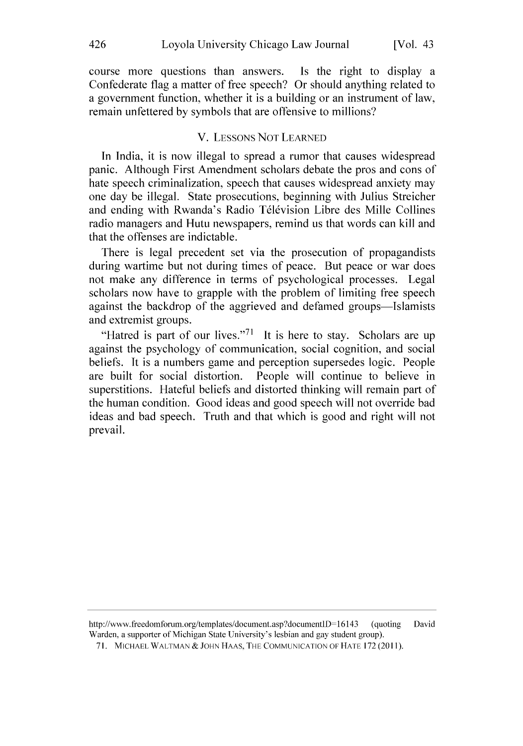course more questions than answers. Is the right to display a Confederate flag a matter of free speech? Or should anything related to a government function, whether it is a building or an instrument of law, remain unfettered by symbols that are offensive to millions?

## V. LESSONS NOT LEARNED

In India, it is now illegal to spread a rumor that causes widespread panic. Although First Amendment scholars debate the pros and cons of hate speech criminalization, speech that causes widespread anxiety may one day be illegal. State prosecutions, beginning with Julius Streicher and ending with Rwanda's Radio Télévision Libre des Mille Collines radio managers and Hutu newspapers, remind us that words can kill and that the offenses are indictable.

There is legal precedent set via the prosecution of propagandists during wartime but not during times of peace. But peace or war does not make any difference in terms of psychological processes. Legal scholars now have to grapple with the problem of limiting free speech against the backdrop of the aggrieved and defamed groups—Islamists and extremist groups.

"Hatred is part of our lives."[71] It is here to stay. Scholars are up against the psychology of communication, social cognition, and social beliefs. It is a numbers game and perception supersedes logic. People are built for social distortion. People will continue to believe in superstitions. Hateful beliefs and distorted thinking will remain part of the human condition. Good ideas and good speech will not override bad ideas and bad speech. Truth and that which is good and right will not prevail.

---

http://www.freedomforum.org/templates/document.asp?documentID=16143 (quoting David Warden, a supporter of Michigan State University's lesbian and gay student group).

71. MICHAEL WALTMAN & JOHN HAAS, THE COMMUNICATION OF HATE 172 (2011).